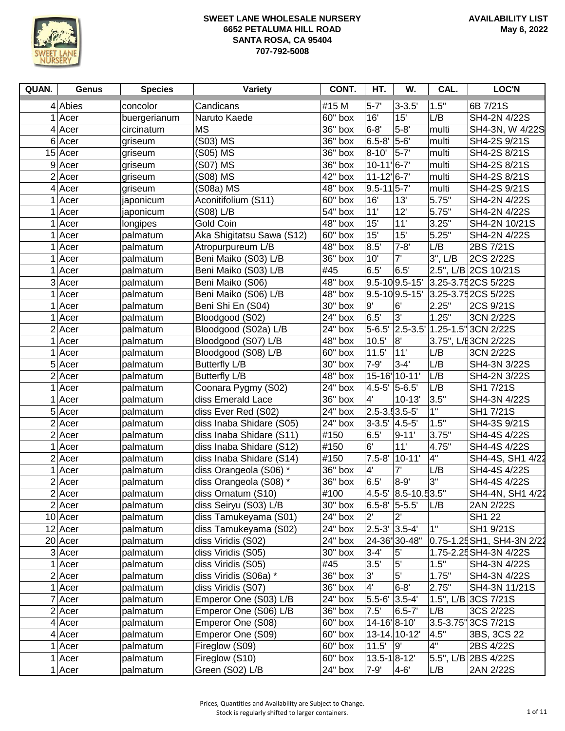**SWEET LANE WHOLESALE NURSERY**
**6652 PETALUMA HILL ROAD**
**SANTA ROSA, CA 95404**
**707-792-5008**

**AVAILABILITY LIST**
**May 6, 2022**

| QUAN. | Genus | Species | Variety | CONT. | HT. | W. | CAL. | LOC'N |
|---|---|---|---|---|---|---|---|---|
| 4 | Abies | concolor | Candicans | #15 M | 5-7' | 3-3.5' | 1.5" | 6B 7/21S |
| 1 | Acer | buergerianum | Naruto Kaede | 60" box | 16' | 15' | L/B | SH4-2N 4/22S |
| 4 | Acer | circinatum | MS | 36" box | 6-8' | 5-8' | multi | SH4-3N, W 4/22S |
| 6 | Acer | griseum | (S03) MS | 36" box | 6.5-8' | 5-6' | multi | SH4-2S 9/21S |
| 15 | Acer | griseum | (S05) MS | 36" box | 8-10' | 5-7' | multi | SH4-2S 8/21S |
| 9 | Acer | griseum | (S07) MS | 36" box | 10-11' | 6-7' | multi | SH4-2S 8/21S |
| 2 | Acer | griseum | (S08) MS | 42" box | 11-12' | 6-7' | multi | SH4-2S 8/21S |
| 4 | Acer | griseum | (S08a) MS | 48" box | 9.5-11 | 5-7' | multi | SH4-2S 9/21S |
| 1 | Acer | japonicum | Aconitifolium (S11) | 60" box | 16' | 13' | 5.75" | SH4-2N 4/22S |
| 1 | Acer | japonicum | (S08) L/B | 54" box | 11' | 12' | 5.75" | SH4-2N 4/22S |
| 1 | Acer | longipes | Gold Coin | 48" box | 15' | 11' | 3.25" | SH4-2N 10/21S |
| 1 | Acer | palmatum | Aka Shigitatsu Sawa (S12) | 60" box | 15' | 15' | 5.25" | SH4-2N 4/22S |
| 1 | Acer | palmatum | Atropurpureum L/B | 48" box | 8.5' | 7-8' | L/B | 2BS 7/21S |
| 1 | Acer | palmatum | Beni Maiko (S03) L/B | 36" box | 10' | 7' | 3", L/B | 2CS 2/22S |
| 1 | Acer | palmatum | Beni Maiko (S03) L/B | #45 | 6.5' | 6.5' | 2.5", L/B | 2CS 10/21S |
| 3 | Acer | palmatum | Beni Maiko (S06) | 48" box | 9.5-10 | 9.5-15' | 3.25-3.75 | 2CS 5/22S |
| 1 | Acer | palmatum | Beni Maiko (S06) L/B | 48" box | 9.5-10 | 9.5-15' | 3.25-3.75 | 2CS 5/22S |
| 1 | Acer | palmatum | Beni Shi En (S04) | 30" box | 9' | 6' | 2.25" | 2CS 9/21S |
| 1 | Acer | palmatum | Bloodgood (S02) | 24" box | 6.5' | 3' | 1.25" | 3CN 2/22S |
| 2 | Acer | palmatum | Bloodgood (S02a) L/B | 24" box | 5-6.5' | 2.5-3.5' | 1.25-1.5" | 3CN 2/22S |
| 1 | Acer | palmatum | Bloodgood (S07) L/B | 48" box | 10.5' | 8' | 3.75", L/B | 3CN 2/22S |
| 1 | Acer | palmatum | Bloodgood (S08) L/B | 60" box | 11.5' | 11' | L/B | 3CN 2/22S |
| 5 | Acer | palmatum | Butterfly L/B | 30" box | 7-9' | 3-4' | L/B | SH4-3N 3/22S |
| 2 | Acer | palmatum | Butterfly L/B | 48" box | 15-16' | 10-11' | L/B | SH4-2N 3/22S |
| 1 | Acer | palmatum | Coonara Pygmy (S02) | 24" box | 4.5-5' | 5-6.5' | L/B | SH1 7/21S |
| 1 | Acer | palmatum | diss Emerald Lace | 36" box | 4' | 10-13' | 3.5" | SH4-3N 4/22S |
| 5 | Acer | palmatum | diss Ever Red (S02) | 24" box | 2.5-3.5 | 3.5-5' | 1" | SH1 7/21S |
| 2 | Acer | palmatum | diss Inaba Shidare (S05) | 24" box | 3-3.5' | 4.5-5' | 1.5" | SH4-3S 9/21S |
| 2 | Acer | palmatum | diss Inaba Shidare (S11) | #150 | 6.5' | 9-11' | 3.75" | SH4-4S 4/22S |
| 1 | Acer | palmatum | diss Inaba Shidare (S12) | #150 | 6' | 11' | 4.75" | SH4-4S 4/22S |
| 2 | Acer | palmatum | diss Inaba Shidare (S14) | #150 | 7.5-8' | 10-11' | 4" | SH4-4S, SH1 4/22 |
| 1 | Acer | palmatum | diss Orangeola (S06) * | 36" box | 4' | 7' | L/B | SH4-4S 4/22S |
| 2 | Acer | palmatum | diss Orangeola (S08) * | 36" box | 6.5' | 8-9' | 3" | SH4-4S 4/22S |
| 2 | Acer | palmatum | diss Ornatum (S10) | #100 | 4.5-5' | 8.5-10.5 | 3.5" | SH4-4N, SH1 4/22 |
| 2 | Acer | palmatum | diss Seiryu (S03) L/B | 30" box | 6.5-8' | 5-5.5' | L/B | 2AN 2/22S |
| 10 | Acer | palmatum | diss Tamukeyama (S01) | 24" box | 2' | 2' | | SH1 22 |
| 12 | Acer | palmatum | diss Tamukeyama (S02) | 24" box | 2.5-3' | 3.5-4' | 1" | SH1 9/21S |
| 20 | Acer | palmatum | diss Viridis (S02) | 24" box | 24-36" | 30-48" | 0.75-1.25 | SH1, SH4-3N 2/22 |
| 3 | Acer | palmatum | diss Viridis (S05) | 30" box | 3-4' | 5' | 1.75-2.25 | SH4-3N 4/22S |
| 1 | Acer | palmatum | diss Viridis (S05) | #45 | 3.5' | 5' | 1.5" | SH4-3N 4/22S |
| 2 | Acer | palmatum | diss Viridis (S06a) * | 36" box | 3' | 5' | 1.75" | SH4-3N 4/22S |
| 1 | Acer | palmatum | diss Viridis (S07) | 36" box | 4' | 6-8' | 2.75" | SH4-3N 11/21S |
| 7 | Acer | palmatum | Emperor One (S03) L/B | 24" box | 5.5-6' | 3.5-4' | 1.5", L/B | 3CS 7/21S |
| 2 | Acer | palmatum | Emperor One (S06) L/B | 36" box | 7.5' | 6.5-7' | L/B | 3CS 2/22S |
| 4 | Acer | palmatum | Emperor One (S08) | 60" box | 14-16' | 8-10' | 3.5-3.75" | 3CS 7/21S |
| 4 | Acer | palmatum | Emperor One (S09) | 60" box | 13-14. | 10-12' | 4.5" | 3BS, 3CS 22 |
| 1 | Acer | palmatum | Fireglow (S09) | 60" box | 11.5' | 9' | 4" | 2BS 4/22S |
| 1 | Acer | palmatum | Fireglow (S10) | 60" box | 13.5-1 | 8-12' | 5.5", L/B | 2BS 4/22S |
| 1 | Acer | palmatum | Green (S02) L/B | 24" box | 7-9' | 4-6' | L/B | 2AN 2/22S |

Prices, Quantities and Availability are Subject to Change.
Stock is regularly shifted to larger containers.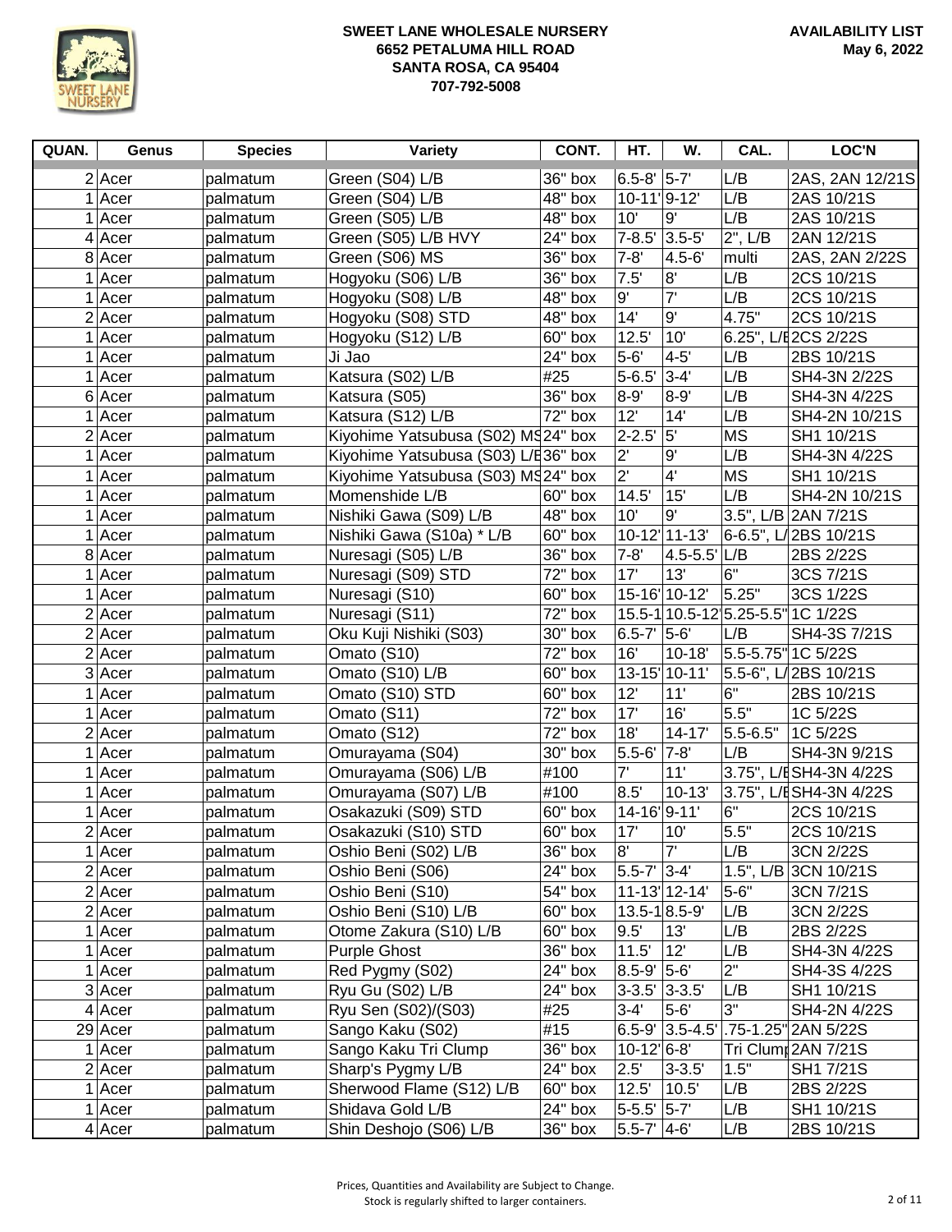SWEET LANE WHOLESALE NURSERY
6652 PETALUMA HILL ROAD
SANTA ROSA, CA 95404
707-792-5008

AVAILABILITY LIST
May 6, 2022

| QUAN. | Genus | Species | Variety | CONT. | HT. | W. | CAL. | LOC'N |
|---|---|---|---|---|---|---|---|---|
| 2 | Acer | palmatum | Green (S04) L/B | 36" box | 6.5-8' | 5-7' | L/B | 2AS, 2AN 12/21S |
| 1 | Acer | palmatum | Green (S04) L/B | 48" box | 10-11' | 9-12' | L/B | 2AS 10/21S |
| 1 | Acer | palmatum | Green (S05) L/B | 48" box | 10' | 9' | L/B | 2AS 10/21S |
| 4 | Acer | palmatum | Green (S05) L/B HVY | 24" box | 7-8.5' | 3.5-5' | 2", L/B | 2AN 12/21S |
| 8 | Acer | palmatum | Green (S06) MS | 36" box | 7-8' | 4.5-6' | multi | 2AS, 2AN 2/22S |
| 1 | Acer | palmatum | Hogyoku (S06) L/B | 36" box | 7.5' | 8' | L/B | 2CS 10/21S |
| 1 | Acer | palmatum | Hogyoku (S08) L/B | 48" box | 9' | 7' | L/B | 2CS 10/21S |
| 2 | Acer | palmatum | Hogyoku (S08) STD | 48" box | 14' | 9' | 4.75" | 2CS 10/21S |
| 1 | Acer | palmatum | Hogyoku (S12) L/B | 60" box | 12.5' | 10' | 6.25", L/B | 2CS 2/22S |
| 1 | Acer | palmatum | Ji Jao | 24" box | 5-6' | 4-5' | L/B | 2BS 10/21S |
| 1 | Acer | palmatum | Katsura (S02) L/B | #25 | 5-6.5' | 3-4' | L/B | SH4-3N 2/22S |
| 6 | Acer | palmatum | Katsura (S05) | 36" box | 8-9' | 8-9' | L/B | SH4-3N 4/22S |
| 1 | Acer | palmatum | Katsura (S12) L/B | 72" box | 12' | 14' | L/B | SH4-2N 10/21S |
| 2 | Acer | palmatum | Kiyohime Yatsubusa (S02) MS | 24" box | 2-2.5' | 5' | MS | SH1 10/21S |
| 1 | Acer | palmatum | Kiyohime Yatsubusa (S03) L/B | 36" box | 2' | 9' | L/B | SH4-3N 4/22S |
| 1 | Acer | palmatum | Kiyohime Yatsubusa (S03) MS | 24" box | 2' | 4' | MS | SH1 10/21S |
| 1 | Acer | palmatum | Momenshide L/B | 60" box | 14.5' | 15' | L/B | SH4-2N 10/21S |
| 1 | Acer | palmatum | Nishiki Gawa (S09) L/B | 48" box | 10' | 9' | 3.5", L/B | 2AN 7/21S |
| 1 | Acer | palmatum | Nishiki Gawa (S10a) * L/B | 60" box | 10-12' | 11-13' | 6-6.5", L/B | 2BS 10/21S |
| 8 | Acer | palmatum | Nuresagi (S05) L/B | 36" box | 7-8' | 4.5-5.5' | L/B | 2BS 2/22S |
| 1 | Acer | palmatum | Nuresagi (S09) STD | 72" box | 17' | 13' | 6" | 3CS 7/21S |
| 1 | Acer | palmatum | Nuresagi (S10) | 60" box | 15-16' | 10-12' | 5.25" | 3CS 1/22S |
| 2 | Acer | palmatum | Nuresagi (S11) | 72" box | 15.5-1 | 10.5-12' | 5.25-5.5" | 1C 1/22S |
| 2 | Acer | palmatum | Oku Kuji Nishiki (S03) | 30" box | 6.5-7' | 5-6' | L/B | SH4-3S 7/21S |
| 2 | Acer | palmatum | Omato (S10) | 72" box | 16' | 10-18' | 5.5-5.75" | 1C 5/22S |
| 3 | Acer | palmatum | Omato (S10) L/B | 60" box | 13-15' | 10-11' | 5.5-6", L/B | 2BS 10/21S |
| 1 | Acer | palmatum | Omato (S10) STD | 60" box | 12' | 11' | 6" | 2BS 10/21S |
| 1 | Acer | palmatum | Omato (S11) | 72" box | 17' | 16' | 5.5" | 1C 5/22S |
| 2 | Acer | palmatum | Omato (S12) | 72" box | 18' | 14-17' | 5.5-6.5" | 1C 5/22S |
| 1 | Acer | palmatum | Omurayama (S04) | 30" box | 5.5-6' | 7-8' | L/B | SH4-3N 9/21S |
| 1 | Acer | palmatum | Omurayama (S06) L/B | #100 | 7' | 11' | 3.75", L/B | SH4-3N 4/22S |
| 1 | Acer | palmatum | Omurayama (S07) L/B | #100 | 8.5' | 10-13' | 3.75", L/B | SH4-3N 4/22S |
| 1 | Acer | palmatum | Osakazuki (S09) STD | 60" box | 14-16' | 9-11' | 6" | 2CS 10/21S |
| 2 | Acer | palmatum | Osakazuki (S10) STD | 60" box | 17' | 10' | 5.5" | 2CS 10/21S |
| 1 | Acer | palmatum | Oshio Beni (S02) L/B | 36" box | 8' | 7' | L/B | 3CN 2/22S |
| 2 | Acer | palmatum | Oshio Beni (S06) | 24" box | 5.5-7' | 3-4' | 1.5", L/B | 3CN 10/21S |
| 2 | Acer | palmatum | Oshio Beni (S10) | 54" box | 11-13' | 12-14' | 5-6" | 3CN 7/21S |
| 2 | Acer | palmatum | Oshio Beni (S10) L/B | 60" box | 13.5-1 | 8.5-9' | L/B | 3CN 2/22S |
| 1 | Acer | palmatum | Otome Zakura (S10) L/B | 60" box | 9.5' | 13' | L/B | 2BS 2/22S |
| 1 | Acer | palmatum | Purple Ghost | 36" box | 11.5' | 12' | L/B | SH4-3N 4/22S |
| 1 | Acer | palmatum | Red Pygmy (S02) | 24" box | 8.5-9' | 5-6' | 2" | SH4-3S 4/22S |
| 3 | Acer | palmatum | Ryu Gu (S02) L/B | 24" box | 3-3.5' | 3-3.5' | L/B | SH1 10/21S |
| 4 | Acer | palmatum | Ryu Sen (S02)/(S03) | #25 | 3-4' | 5-6' | 3" | SH4-2N 4/22S |
| 29 | Acer | palmatum | Sango Kaku (S02) | #15 | 6.5-9' | 3.5-4.5' | .75-1.25" | 2AN 5/22S |
| 1 | Acer | palmatum | Sango Kaku Tri Clump | 36" box | 10-12' | 6-8' | Tri Clump | 2AN 7/21S |
| 2 | Acer | palmatum | Sharp's Pygmy L/B | 24" box | 2.5' | 3-3.5' | 1.5" | SH1 7/21S |
| 1 | Acer | palmatum | Sherwood Flame (S12) L/B | 60" box | 12.5' | 10.5' | L/B | 2BS 2/22S |
| 1 | Acer | palmatum | Shidava Gold L/B | 24" box | 5-5.5' | 5-7' | L/B | SH1 10/21S |
| 4 | Acer | palmatum | Shin Deshojo (S06) L/B | 36" box | 5.5-7' | 4-6' | L/B | 2BS 10/21S |

Prices, Quantities and Availability are Subject to Change.
Stock is regularly shifted to larger containers.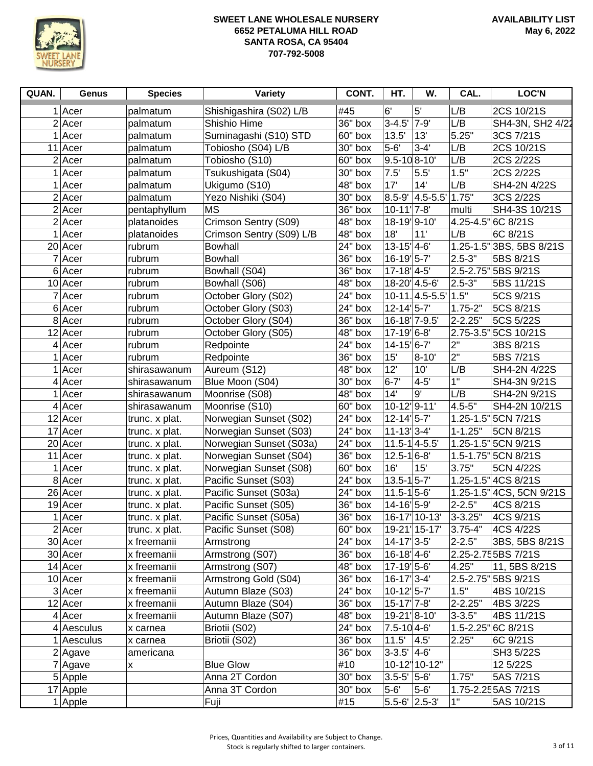**SWEET LANE WHOLESALE NURSERY**
**6652 PETALUMA HILL ROAD**
**SANTA ROSA, CA 95404**
**707-792-5008**

**AVAILABILITY LIST**
**May 6, 2022**

| QUAN. | Genus | Species | Variety | CONT. | HT. | W. | CAL. | LOC'N |
|---|---|---|---|---|---|---|---|---|
| 1 | Acer | palmatum | Shishigashira (S02) L/B | #45 | 6' | 5' | L/B | 2CS 10/21S |
| 2 | Acer | palmatum | Shishio Hime | 36" box | 3-4.5' | 7-9' | L/B | SH4-3N, SH2 4/22 |
| 1 | Acer | palmatum | Suminagashi (S10) STD | 60" box | 13.5' | 13' | 5.25" | 3CS 7/21S |
| 11 | Acer | palmatum | Tobiosho (S04) L/B | 30" box | 5-6' | 3-4' | L/B | 2CS 10/21S |
| 2 | Acer | palmatum | Tobiosho (S10) | 60" box | 9.5-10 | 8-10' | L/B | 2CS 2/22S |
| 1 | Acer | palmatum | Tsukushigata (S04) | 30" box | 7.5' | 5.5' | 1.5" | 2CS 2/22S |
| 1 | Acer | palmatum | Ukigumo (S10) | 48" box | 17' | 14' | L/B | SH4-2N 4/22S |
| 2 | Acer | palmatum | Yezo Nishiki (S04) | 30" box | 8.5-9' | 4.5-5.5' | 1.75" | 3CS 2/22S |
| 2 | Acer | pentaphyllum | MS | 36" box | 10-11' | 7-8' | multi | SH4-3S 10/21S |
| 2 | Acer | platanoides | Crimson Sentry (S09) | 48" box | 18-19' | 9-10' | 4.25-4.5" | 6C 8/21S |
| 1 | Acer | platanoides | Crimson Sentry (S09) L/B | 48" box | 18' | 11' | L/B | 6C 8/21S |
| 20 | Acer | rubrum | Bowhall | 24" box | 13-15' | 4-6' | 1.25-1.5" | 3BS, 5BS 8/21S |
| 7 | Acer | rubrum | Bowhall | 36" box | 16-19' | 5-7' | 2.5-3" | 5BS 8/21S |
| 6 | Acer | rubrum | Bowhall (S04) | 36" box | 17-18' | 4-5' | 2.5-2.75" | 5BS 9/21S |
| 10 | Acer | rubrum | Bowhall (S06) | 48" box | 18-20' | 4.5-6' | 2.5-3" | 5BS 11/21S |
| 7 | Acer | rubrum | October Glory (S02) | 24" box | 10-11. | 4.5-5.5' | 1.5" | 5CS 9/21S |
| 6 | Acer | rubrum | October Glory (S03) | 24" box | 12-14' | 5-7' | 1.75-2" | 5CS 8/21S |
| 8 | Acer | rubrum | October Glory (S04) | 36" box | 16-18' | 7-9.5' | 2-2.25" | 5CS 5/22S |
| 12 | Acer | rubrum | October Glory (S05) | 48" box | 17-19' | 6-8' | 2.75-3.5" | 5CS 10/21S |
| 4 | Acer | rubrum | Redpointe | 24" box | 14-15' | 6-7' | 2" | 3BS 8/21S |
| 1 | Acer | rubrum | Redpointe | 36" box | 15' | 8-10' | 2" | 5BS 7/21S |
| 1 | Acer | shirasawanum | Aureum (S12) | 48" box | 12' | 10' | L/B | SH4-2N 4/22S |
| 4 | Acer | shirasawanum | Blue Moon (S04) | 30" box | 6-7' | 4-5' | 1" | SH4-3N 9/21S |
| 1 | Acer | shirasawanum | Moonrise (S08) | 48" box | 14' | 9' | L/B | SH4-2N 9/21S |
| 4 | Acer | shirasawanum | Moonrise (S10) | 60" box | 10-12' | 9-11' | 4.5-5" | SH4-2N 10/21S |
| 12 | Acer | trunc. x plat. | Norwegian Sunset (S02) | 24" box | 12-14' | 5-7' | 1.25-1.5" | 5CN 7/21S |
| 17 | Acer | trunc. x plat. | Norwegian Sunset (S03) | 24" box | 11-13' | 3-4' | 1-1.25" | 5CN 8/21S |
| 20 | Acer | trunc. x plat. | Norwegian Sunset (S03a) | 24" box | 11.5-1 | 4-5.5' | 1.25-1.5" | 5CN 9/21S |
| 11 | Acer | trunc. x plat. | Norwegian Sunset (S04) | 36" box | 12.5-1 | 6-8' | 1.5-1.75" | 5CN 8/21S |
| 1 | Acer | trunc. x plat. | Norwegian Sunset (S08) | 60" box | 16' | 15' | 3.75" | 5CN 4/22S |
| 8 | Acer | trunc. x plat. | Pacific Sunset (S03) | 24" box | 13.5-1 | 5-7' | 1.25-1.5" | 4CS 8/21S |
| 26 | Acer | trunc. x plat. | Pacific Sunset (S03a) | 24" box | 11.5-1 | 5-6' | 1.25-1.5" | 4CS, 5CN 9/21S |
| 19 | Acer | trunc. x plat. | Pacific Sunset (S05) | 36" box | 14-16' | 5-9' | 2-2.5" | 4CS 8/21S |
| 1 | Acer | trunc. x plat. | Pacific Sunset (S05a) | 36" box | 16-17' | 10-13' | 3-3.25" | 4CS 9/21S |
| 2 | Acer | trunc. x plat. | Pacific Sunset (S08) | 60" box | 19-21' | 15-17' | 3.75-4" | 4CS 4/22S |
| 30 | Acer | x freemanii | Armstrong | 24" box | 14-17' | 3-5' | 2-2.5" | 3BS, 5BS 8/21S |
| 30 | Acer | x freemanii | Armstrong (S07) | 36" box | 16-18' | 4-6' | 2.25-2.75 | 5BS 7/21S |
| 14 | Acer | x freemanii | Armstrong (S07) | 48" box | 17-19' | 5-6' | 4.25" | 11, 5BS 8/21S |
| 10 | Acer | x freemanii | Armstrong Gold (S04) | 36" box | 16-17' | 3-4' | 2.5-2.75" | 5BS 9/21S |
| 3 | Acer | x freemanii | Autumn Blaze (S03) | 24" box | 10-12' | 5-7' | 1.5" | 4BS 10/21S |
| 12 | Acer | x freemanii | Autumn Blaze (S04) | 36" box | 15-17' | 7-8' | 2-2.25" | 4BS 3/22S |
| 4 | Acer | x freemanii | Autumn Blaze (S07) | 48" box | 19-21' | 8-10' | 3-3.5" | 4BS 11/21S |
| 4 | Aesculus | x carnea | Briotii (S02) | 24" box | 7.5-10 | 4-6' | 1.5-2.25" | 6C 8/21S |
| 1 | Aesculus | x carnea | Briotii (S02) | 36" box | 11.5' | 4.5' | 2.25" | 6C 9/21S |
| 2 | Agave | americana | | 36" box | 3-3.5' | 4-6' | | SH3 5/22S |
| 7 | Agave | x | Blue Glow | #10 | 10-12" | 10-12" | | 12 5/22S |
| 5 | Apple | | Anna 2T Cordon | 30" box | 3.5-5' | 5-6' | 1.75" | 5AS 7/21S |
| 17 | Apple | | Anna 3T Cordon | 30" box | 5-6' | 5-6' | 1.75-2.25 | 5AS 7/21S |
| 1 | Apple | | Fuji | #15 | 5.5-6' | 2.5-3' | 1" | 5AS 10/21S |

Prices, Quantities and Availability are Subject to Change.
Stock is regularly shifted to larger containers.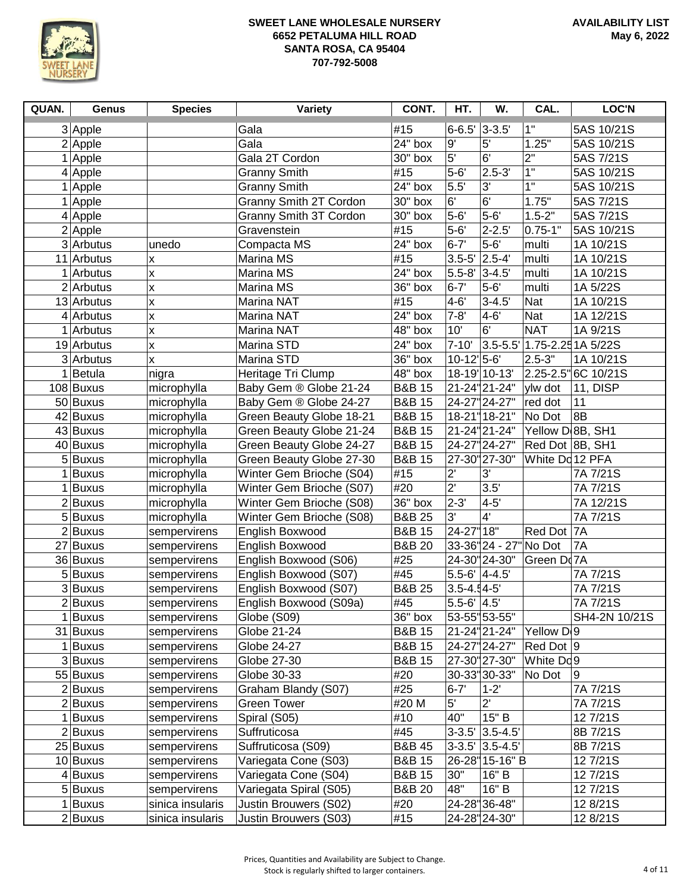**SWEET LANE WHOLESALE NURSERY**
**6652 PETALUMA HILL ROAD**
**SANTA ROSA, CA 95404**
**707-792-5008**

**AVAILABILITY LIST**
**May 6, 2022**

| QUAN. | Genus | Species | Variety | CONT. | HT. | W. | CAL. | LOC'N |
|---|---|---|---|---|---|---|---|---|
| 3 | Apple | | Gala | #15 | 6-6.5' | 3-3.5' | 1" | 5AS 10/21S |
| 2 | Apple | | Gala | 24" box | 9' | 5' | 1.25" | 5AS 10/21S |
| 1 | Apple | | Gala 2T Cordon | 30" box | 5' | 6' | 2" | 5AS 7/21S |
| 4 | Apple | | Granny Smith | #15 | 5-6' | 2.5-3' | 1" | 5AS 10/21S |
| 1 | Apple | | Granny Smith | 24" box | 5.5' | 3' | 1" | 5AS 10/21S |
| 1 | Apple | | Granny Smith 2T Cordon | 30" box | 6' | 6' | 1.75" | 5AS 7/21S |
| 4 | Apple | | Granny Smith 3T Cordon | 30" box | 5-6' | 5-6' | 1.5-2" | 5AS 7/21S |
| 2 | Apple | | Gravenstein | #15 | 5-6' | 2-2.5' | 0.75-1" | 5AS 10/21S |
| 3 | Arbutus | unedo | Compacta MS | 24" box | 6-7' | 5-6' | multi | 1A 10/21S |
| 11 | Arbutus | x | Marina MS | #15 | 3.5-5' | 2.5-4' | multi | 1A 10/21S |
| 1 | Arbutus | x | Marina MS | 24" box | 5.5-8' | 3-4.5' | multi | 1A 10/21S |
| 2 | Arbutus | x | Marina MS | 36" box | 6-7' | 5-6' | multi | 1A 5/22S |
| 13 | Arbutus | x | Marina NAT | #15 | 4-6' | 3-4.5' | Nat | 1A 10/21S |
| 4 | Arbutus | x | Marina NAT | 24" box | 7-8' | 4-6' | Nat | 1A 12/21S |
| 1 | Arbutus | x | Marina NAT | 48" box | 10' | 6' | NAT | 1A 9/21S |
| 19 | Arbutus | x | Marina STD | 24" box | 7-10' | 3.5-5.5' | 1.75-2.25 | 1A 5/22S |
| 3 | Arbutus | x | Marina STD | 36" box | 10-12' | 5-6' | 2.5-3" | 1A 10/21S |
| 1 | Betula | nigra | Heritage Tri Clump | 48" box | 18-19' | 10-13' | 2.25-2.5" | 6C 10/21S |
| 108 | Buxus | microphylla | Baby Gem ® Globe 21-24 | B&B 15 | 21-24" | 21-24" | ylw dot | 11, DISP |
| 50 | Buxus | microphylla | Baby Gem ® Globe 24-27 | B&B 15 | 24-27" | 24-27" | red dot | 11 |
| 42 | Buxus | microphylla | Green Beauty Globe 18-21 | B&B 15 | 18-21" | 18-21" | No Dot | 8B |
| 43 | Buxus | microphylla | Green Beauty Globe 21-24 | B&B 15 | 21-24" | 21-24" | Yellow D | 8B, SH1 |
| 40 | Buxus | microphylla | Green Beauty Globe 24-27 | B&B 15 | 24-27" | 24-27" | Red Dot | 8B, SH1 |
| 5 | Buxus | microphylla | Green Beauty Globe 27-30 | B&B 15 | 27-30" | 27-30" | White Do | 12 PFA |
| 1 | Buxus | microphylla | Winter Gem Brioche (S04) | #15 | 2' | 3' | | 7A 7/21S |
| 1 | Buxus | microphylla | Winter Gem Brioche (S07) | #20 | 2' | 3.5' | | 7A 7/21S |
| 2 | Buxus | microphylla | Winter Gem Brioche (S08) | 36" box | 2-3' | 4-5' | | 7A 12/21S |
| 5 | Buxus | microphylla | Winter Gem Brioche (S08) | B&B 25 | 3' | 4' | | 7A 7/21S |
| 2 | Buxus | sempervirens | English Boxwood | B&B 15 | 24-27" | 18" | Red Dot | 7A |
| 27 | Buxus | sempervirens | English Boxwood | B&B 20 | 33-36" | 24 - 27" | No Dot | 7A |
| 36 | Buxus | sempervirens | English Boxwood (S06) | #25 | 24-30" | 24-30" | Green Do | 7A |
| 5 | Buxus | sempervirens | English Boxwood (S07) | #45 | 5.5-6' | 4-4.5' | | 7A 7/21S |
| 3 | Buxus | sempervirens | English Boxwood (S07) | B&B 25 | 3.5-4.5' | 4-5' | | 7A 7/21S |
| 2 | Buxus | sempervirens | English Boxwood (S09a) | #45 | 5.5-6' | 4.5' | | 7A 7/21S |
| 1 | Buxus | sempervirens | Globe (S09) | 36" box | 53-55" | 53-55" | | SH4-2N 10/21S |
| 31 | Buxus | sempervirens | Globe 21-24 | B&B 15 | 21-24" | 21-24" | Yellow D | 9 |
| 1 | Buxus | sempervirens | Globe 24-27 | B&B 15 | 24-27" | 24-27" | Red Dot | 9 |
| 3 | Buxus | sempervirens | Globe 27-30 | B&B 15 | 27-30" | 27-30" | White Do | 9 |
| 55 | Buxus | sempervirens | Globe 30-33 | #20 | 30-33" | 30-33" | No Dot | 9 |
| 2 | Buxus | sempervirens | Graham Blandy (S07) | #25 | 6-7' | 1-2' | | 7A 7/21S |
| 2 | Buxus | sempervirens | Green Tower | #20 M | 5' | 2' | | 7A 7/21S |
| 1 | Buxus | sempervirens | Spiral (S05) | #10 | 40" | 15" B | | 12 7/21S |
| 2 | Buxus | sempervirens | Suffruticosa | #45 | 3-3.5' | 3.5-4.5' | | 8B 7/21S |
| 25 | Buxus | sempervirens | Suffruticosa (S09) | B&B 45 | 3-3.5' | 3.5-4.5' | | 8B 7/21S |
| 10 | Buxus | sempervirens | Variegata Cone (S03) | B&B 15 | 26-28" | 15-16" B | | 12 7/21S |
| 4 | Buxus | sempervirens | Variegata Cone (S04) | B&B 15 | 30" | 16" B | | 12 7/21S |
| 5 | Buxus | sempervirens | Variegata Spiral (S05) | B&B 20 | 48" | 16" B | | 12 7/21S |
| 1 | Buxus | sinica insularis | Justin Brouwers (S02) | #20 | 24-28" | 36-48" | | 12 8/21S |
| 2 | Buxus | sinica insularis | Justin Brouwers (S03) | #15 | 24-28" | 24-30" | | 12 8/21S |

Prices, Quantities and Availability are Subject to Change.
Stock is regularly shifted to larger containers.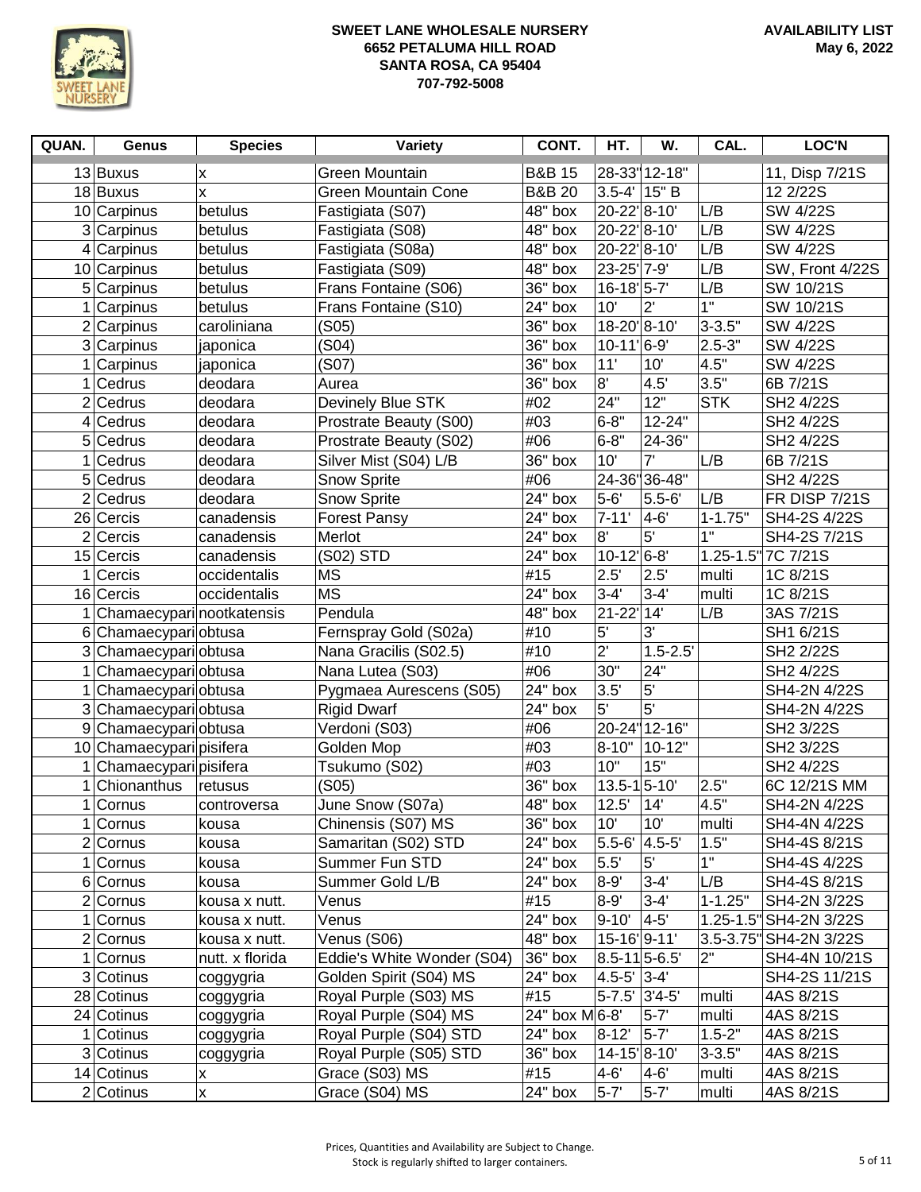**SWEET LANE WHOLESALE NURSERY**
**6652 PETALUMA HILL ROAD**
**SANTA ROSA, CA 95404**
**707-792-5008**

**AVAILABILITY LIST**
**May 6, 2022**

| QUAN. | Genus | Species | Variety | CONT. | HT. | W. | CAL. | LOC'N |
|---|---|---|---|---|---|---|---|---|
| 13 | Buxus | x | Green Mountain | B&B 15 | 28-33" | 12-18" | | 11, Disp 7/21S |
| 18 | Buxus | x | Green Mountain Cone | B&B 20 | 3.5-4' | 15" B | | 12 2/22S |
| 10 | Carpinus | betulus | Fastigiata (S07) | 48" box | 20-22' | 8-10' | L/B | SW 4/22S |
| 3 | Carpinus | betulus | Fastigiata (S08) | 48" box | 20-22' | 8-10' | L/B | SW 4/22S |
| 4 | Carpinus | betulus | Fastigiata (S08a) | 48" box | 20-22' | 8-10' | L/B | SW 4/22S |
| 10 | Carpinus | betulus | Fastigiata (S09) | 48" box | 23-25' | 7-9' | L/B | SW, Front 4/22S |
| 5 | Carpinus | betulus | Frans Fontaine (S06) | 36" box | 16-18' | 5-7' | L/B | SW 10/21S |
| 1 | Carpinus | betulus | Frans Fontaine (S10) | 24" box | 10' | 2' | 1" | SW 10/21S |
| 2 | Carpinus | caroliniana | (S05) | 36" box | 18-20' | 8-10' | 3-3.5" | SW 4/22S |
| 3 | Carpinus | japonica | (S04) | 36" box | 10-11' | 6-9' | 2.5-3" | SW 4/22S |
| 1 | Carpinus | japonica | (S07) | 36" box | 11' | 10' | 4.5" | SW 4/22S |
| 1 | Cedrus | deodara | Aurea | 36" box | 8' | 4.5' | 3.5" | 6B 7/21S |
| 2 | Cedrus | deodara | Devinely Blue STK | #02 | 24" | 12" | STK | SH2 4/22S |
| 4 | Cedrus | deodara | Prostrate Beauty (S00) | #03 | 6-8" | 12-24" | | SH2 4/22S |
| 5 | Cedrus | deodara | Prostrate Beauty (S02) | #06 | 6-8" | 24-36" | | SH2 4/22S |
| 1 | Cedrus | deodara | Silver Mist (S04) L/B | 36" box | 10' | 7' | L/B | 6B 7/21S |
| 5 | Cedrus | deodara | Snow Sprite | #06 | 24-36" | 36-48" | | SH2 4/22S |
| 2 | Cedrus | deodara | Snow Sprite | 24" box | 5-6' | 5.5-6' | L/B | FR DISP 7/21S |
| 26 | Cercis | canadensis | Forest Pansy | 24" box | 7-11' | 4-6' | 1-1.75" | SH4-2S 4/22S |
| 2 | Cercis | canadensis | Merlot | 24" box | 8' | 5' | 1" | SH4-2S 7/21S |
| 15 | Cercis | canadensis | (S02) STD | 24" box | 10-12' | 6-8' | 1.25-1.5" | 7C 7/21S |
| 1 | Cercis | occidentalis | MS | #15 | 2.5' | 2.5' | multi | 1C 8/21S |
| 16 | Cercis | occidentalis | MS | 24" box | 3-4' | 3-4' | multi | 1C 8/21S |
| 1 | Chamaecypari | nootkatensis | Pendula | 48" box | 21-22' | 14' | L/B | 3AS 7/21S |
| 6 | Chamaecypari | obtusa | Fernspray Gold (S02a) | #10 | 5' | 3' | | SH1 6/21S |
| 3 | Chamaecypari | obtusa | Nana Gracilis (S02.5) | #10 | 2' | 1.5-2.5' | | SH2 2/22S |
| 1 | Chamaecypari | obtusa | Nana Lutea (S03) | #06 | 30" | 24" | | SH2 4/22S |
| 1 | Chamaecypari | obtusa | Pygmaea Aurescens (S05) | 24" box | 3.5' | 5' | | SH4-2N 4/22S |
| 3 | Chamaecypari | obtusa | Rigid Dwarf | 24" box | 5' | 5' | | SH4-2N 4/22S |
| 9 | Chamaecypari | obtusa | Verdoni (S03) | #06 | 20-24" | 12-16" | | SH2 3/22S |
| 10 | Chamaecypari | pisifera | Golden Mop | #03 | 8-10" | 10-12" | | SH2 3/22S |
| 1 | Chamaecypari | pisifera | Tsukumo (S02) | #03 | 10" | 15" | | SH2 4/22S |
| 1 | Chionanthus | retusus | (S05) | 36" box | 13.5-1 | 5-10' | 2.5" | 6C 12/21S MM |
| 1 | Cornus | controversa | June Snow (S07a) | 48" box | 12.5' | 14' | 4.5" | SH4-2N 4/22S |
| 1 | Cornus | kousa | Chinensis (S07) MS | 36" box | 10' | 10' | multi | SH4-4N 4/22S |
| 2 | Cornus | kousa | Samaritan (S02) STD | 24" box | 5.5-6' | 4.5-5' | 1.5" | SH4-4S 8/21S |
| 1 | Cornus | kousa | Summer Fun STD | 24" box | 5.5' | 5' | 1" | SH4-4S 4/22S |
| 6 | Cornus | kousa | Summer Gold L/B | 24" box | 8-9' | 3-4' | L/B | SH4-4S 8/21S |
| 2 | Cornus | kousa x nutt. | Venus | #15 | 8-9' | 3-4' | 1-1.25" | SH4-2N 3/22S |
| 1 | Cornus | kousa x nutt. | Venus | 24" box | 9-10' | 4-5' | 1.25-1.5" | SH4-2N 3/22S |
| 2 | Cornus | kousa x nutt. | Venus (S06) | 48" box | 15-16' | 9-11' | 3.5-3.75" | SH4-2N 3/22S |
| 1 | Cornus | nutt. x florida | Eddie's White Wonder (S04) | 36" box | 8.5-11 | 5-6.5' | 2" | SH4-4N 10/21S |
| 3 | Cotinus | coggygria | Golden Spirit (S04) MS | 24" box | 4.5-5' | 3-4' | | SH4-2S 11/21S |
| 28 | Cotinus | coggygria | Royal Purple (S03) MS | #15 | 5-7.5' | 3'4-5' | multi | 4AS 8/21S |
| 24 | Cotinus | coggygria | Royal Purple (S04) MS | 24" box M | 6-8' | 5-7' | multi | 4AS 8/21S |
| 1 | Cotinus | coggygria | Royal Purple (S04) STD | 24" box | 8-12' | 5-7' | 1.5-2" | 4AS 8/21S |
| 3 | Cotinus | coggygria | Royal Purple (S05) STD | 36" box | 14-15' | 8-10' | 3-3.5" | 4AS 8/21S |
| 14 | Cotinus | x | Grace (S03) MS | #15 | 4-6' | 4-6' | multi | 4AS 8/21S |
| 2 | Cotinus | x | Grace (S04) MS | 24" box | 5-7' | 5-7' | multi | 4AS 8/21S |

Prices, Quantities and Availability are Subject to Change.
Stock is regularly shifted to larger containers.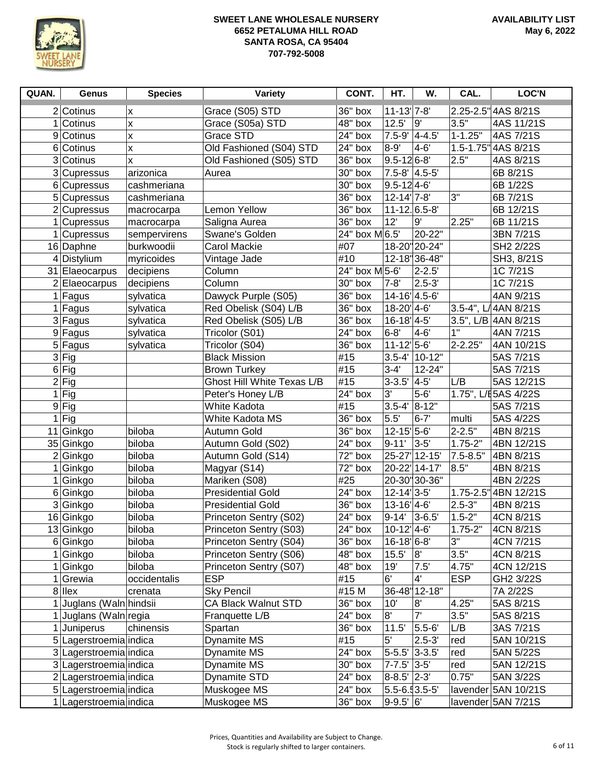**SWEET LANE WHOLESALE NURSERY**
**6652 PETALUMA HILL ROAD**
**SANTA ROSA, CA 95404**
**707-792-5008**

**AVAILABILITY LIST**
**May 6, 2022**

| QUAN. | Genus | Species | Variety | CONT. | HT. | W. | CAL. | LOC'N |
|---|---|---|---|---|---|---|---|---|
| 2 | Cotinus | x | Grace (S05) STD | 36" box | 11-13' | 7-8' | 2.25-2.5" | 4AS 8/21S |
| 1 | Cotinus | x | Grace (S05a) STD | 48" box | 12.5' | 9' | 3.5" | 4AS 11/21S |
| 9 | Cotinus | x | Grace STD | 24" box | 7.5-9' | 4-4.5' | 1-1.25" | 4AS 7/21S |
| 6 | Cotinus | x | Old Fashioned (S04) STD | 24" box | 8-9' | 4-6' | 1.5-1.75" | 4AS 8/21S |
| 3 | Cotinus | x | Old Fashioned (S05) STD | 36" box | 9.5-12 | 6-8' | 2.5" | 4AS 8/21S |
| 3 | Cupressus | arizonica | Aurea | 30" box | 7.5-8' | 4.5-5' | | 6B 8/21S |
| 6 | Cupressus | cashmeriana | | 30" box | 9.5-12 | 4-6' | | 6B 1/22S |
| 5 | Cupressus | cashmeriana | | 36" box | 12-14' | 7-8' | 3" | 6B 7/21S |
| 2 | Cupressus | macrocarpa | Lemon Yellow | 36" box | 11-12. | 6.5-8' | | 6B 12/21S |
| 1 | Cupressus | macrocarpa | Saligna Aurea | 36" box | 12' | 9' | 2.25" | 6B 11/21S |
| 1 | Cupressus | sempervirens | Swane's Golden | 24" box M | 6.5' | 20-22" | | 3BN 7/21S |
| 16 | Daphne | burkwoodii | Carol Mackie | #07 | 18-20" | 20-24" | | SH2 2/22S |
| 4 | Distylium | myricoides | Vintage Jade | #10 | 12-18" | 36-48" | | SH3, 8/21S |
| 31 | Elaeocarpus | decipiens | Column | 24" box M | 5-6' | 2-2.5' | | 1C 7/21S |
| 2 | Elaeocarpus | decipiens | Column | 30" box | 7-8' | 2.5-3' | | 1C 7/21S |
| 1 | Fagus | sylvatica | Dawyck Purple (S05) | 36" box | 14-16' | 4.5-6' | | 4AN 9/21S |
| 1 | Fagus | sylvatica | Red Obelisk (S04) L/B | 36" box | 18-20' | 4-6' | 3.5-4", L/ | 4AN 8/21S |
| 3 | Fagus | sylvatica | Red Obelisk (S05) L/B | 36" box | 16-18' | 4-5' | 3.5", L/B | 4AN 8/21S |
| 9 | Fagus | sylvatica | Tricolor (S01) | 24" box | 6-8' | 4-6' | 1" | 4AN 7/21S |
| 5 | Fagus | sylvatica | Tricolor (S04) | 36" box | 11-12' | 5-6' | 2-2.25" | 4AN 10/21S |
| 3 | Fig | | Black Mission | #15 | 3.5-4' | 10-12" | | 5AS 7/21S |
| 6 | Fig | | Brown Turkey | #15 | 3-4' | 12-24" | | 5AS 7/21S |
| 2 | Fig | | Ghost Hill White Texas L/B | #15 | 3-3.5' | 4-5' | L/B | 5AS 12/21S |
| 1 | Fig | | Peter's Honey L/B | 24" box | 3' | 5-6' | 1.75", L/B | 5AS 4/22S |
| 9 | Fig | | White Kadota | #15 | 3.5-4' | 8-12" | | 5AS 7/21S |
| 1 | Fig | | White Kadota MS | 36" box | 5.5' | 6-7' | multi | 5AS 4/22S |
| 11 | Ginkgo | biloba | Autumn Gold | 36" box | 12-15' | 5-6' | 2-2.5" | 4BN 8/21S |
| 35 | Ginkgo | biloba | Autumn Gold (S02) | 24" box | 9-11' | 3-5' | 1.75-2" | 4BN 12/21S |
| 2 | Ginkgo | biloba | Autumn Gold (S14) | 72" box | 25-27' | 12-15' | 7.5-8.5" | 4BN 8/21S |
| 1 | Ginkgo | biloba | Magyar (S14) | 72" box | 20-22' | 14-17' | 8.5" | 4BN 8/21S |
| 1 | Ginkgo | biloba | Mariken (S08) | #25 | 20-30" | 30-36" | | 4BN 2/22S |
| 6 | Ginkgo | biloba | Presidential Gold | 24" box | 12-14' | 3-5' | 1.75-2.5" | 4BN 12/21S |
| 3 | Ginkgo | biloba | Presidential Gold | 36" box | 13-16' | 4-6' | 2.5-3" | 4BN 8/21S |
| 16 | Ginkgo | biloba | Princeton Sentry (S02) | 24" box | 9-14' | 3-6.5' | 1.5-2" | 4CN 8/21S |
| 13 | Ginkgo | biloba | Princeton Sentry (S03) | 24" box | 10-12' | 4-6' | 1.75-2" | 4CN 8/21S |
| 6 | Ginkgo | biloba | Princeton Sentry (S04) | 36" box | 16-18' | 6-8' | 3" | 4CN 7/21S |
| 1 | Ginkgo | biloba | Princeton Sentry (S06) | 48" box | 15.5' | 8' | 3.5" | 4CN 8/21S |
| 1 | Ginkgo | biloba | Princeton Sentry (S07) | 48" box | 19' | 7.5' | 4.75" | 4CN 12/21S |
| 1 | Grewia | occidentalis | ESP | #15 | 6' | 4' | ESP | GH2 3/22S |
| 8 | Ilex | crenata | Sky Pencil | #15 M | 36-48" | 12-18" | | 7A 2/22S |
| 1 | Juglans (Waln | hindsii | CA Black Walnut STD | 36" box | 10' | 8' | 4.25" | 5AS 8/21S |
| 1 | Juglans (Waln | regia | Franquette L/B | 24" box | 8' | 7' | 3.5" | 5AS 8/21S |
| 1 | Juniperus | chinensis | Spartan | 36" box | 11.5' | 5.5-6' | L/B | 3AS 7/21S |
| 5 | Lagerstroemia | indica | Dynamite MS | #15 | 5' | 2.5-3' | red | 5AN 10/21S |
| 3 | Lagerstroemia | indica | Dynamite MS | 24" box | 5-5.5' | 3-3.5' | red | 5AN 5/22S |
| 3 | Lagerstroemia | indica | Dynamite MS | 30" box | 7-7.5' | 3-5' | red | 5AN 12/21S |
| 2 | Lagerstroemia | indica | Dynamite STD | 24" box | 8-8.5' | 2-3' | 0.75" | 5AN 3/22S |
| 5 | Lagerstroemia | indica | Muskogee MS | 24" box | 5.5-6.5 | 3.5-5' | lavender | 5AN 10/21S |
| 1 | Lagerstroemia | indica | Muskogee MS | 36" box | 9-9.5' | 6' | lavender | 5AN 7/21S |

Prices, Quantities and Availability are Subject to Change.
Stock is regularly shifted to larger containers.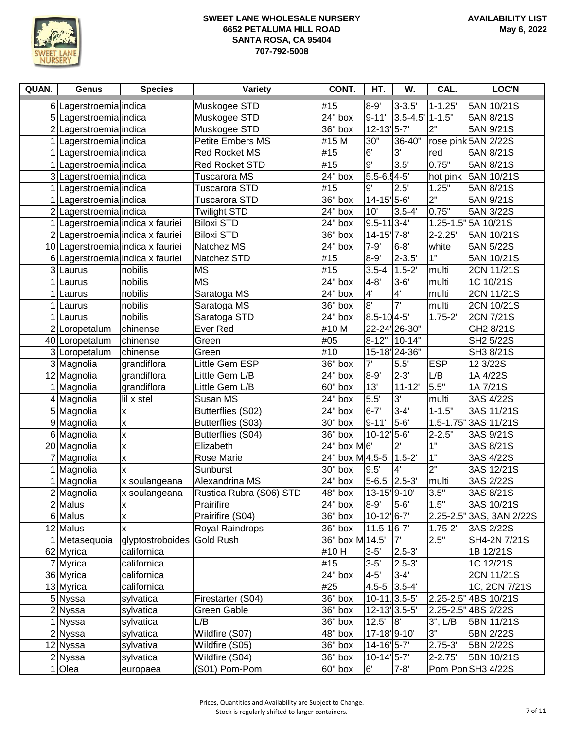**SWEET LANE WHOLESALE NURSERY**
**6652 PETALUMA HILL ROAD**
**SANTA ROSA, CA 95404**
**707-792-5008**

**AVAILABILITY LIST**
**May 6, 2022**

| QUAN. | Genus | Species | Variety | CONT. | HT. | W. | CAL. | LOC'N |
|---|---|---|---|---|---|---|---|---|
| 6 | Lagerstroemia | indica | Muskogee STD | #15 | 8-9' | 3-3.5' | 1-1.25" | 5AN 10/21S |
| 5 | Lagerstroemia | indica | Muskogee STD | 24" box | 9-11' | 3.5-4.5' | 1-1.5" | 5AN 8/21S |
| 2 | Lagerstroemia | indica | Muskogee STD | 36" box | 12-13' | 5-7' | 2" | 5AN 9/21S |
| 1 | Lagerstroemia | indica | Petite Embers MS | #15 M | 30" | 36-40" | rose pink | 5AN 2/22S |
| 1 | Lagerstroemia | indica | Red Rocket MS | #15 | 6' | 3' | red | 5AN 8/21S |
| 1 | Lagerstroemia | indica | Red Rocket STD | #15 | 9' | 3.5' | 0.75" | 5AN 8/21S |
| 3 | Lagerstroemia | indica | Tuscarora MS | 24" box | 5.5-6.5' | 4-5' | hot pink | 5AN 10/21S |
| 1 | Lagerstroemia | indica | Tuscarora STD | #15 | 9' | 2.5' | 1.25" | 5AN 8/21S |
| 1 | Lagerstroemia | indica | Tuscarora STD | 36" box | 14-15' | 5-6' | 2" | 5AN 9/21S |
| 2 | Lagerstroemia | indica | Twilight STD | 24" box | 10' | 3.5-4' | 0.75" | 5AN 3/22S |
| 1 | Lagerstroemia | indica x fauriei | Biloxi STD | 24" box | 9.5-11' | 3-4' | 1.25-1.5" | 5A 10/21S |
| 2 | Lagerstroemia | indica x fauriei | Biloxi STD | 36" box | 14-15' | 7-8' | 2-2.25" | 5AN 10/21S |
| 10 | Lagerstroemia | indica x fauriei | Natchez MS | 24" box | 7-9' | 6-8' | white | 5AN 5/22S |
| 6 | Lagerstroemia | indica x fauriei | Natchez STD | #15 | 8-9' | 2-3.5' | 1" | 5AN 10/21S |
| 3 | Laurus | nobilis | MS | #15 | 3.5-4' | 1.5-2' | multi | 2CN 11/21S |
| 1 | Laurus | nobilis | MS | 24" box | 4-8' | 3-6' | multi | 1C 10/21S |
| 1 | Laurus | nobilis | Saratoga MS | 24" box | 4' | 4' | multi | 2CN 11/21S |
| 1 | Laurus | nobilis | Saratoga MS | 36" box | 8' | 7' | multi | 2CN 10/21S |
| 1 | Laurus | nobilis | Saratoga STD | 24" box | 8.5-10' | 4-5' | 1.75-2" | 2CN 7/21S |
| 2 | Loropetalum | chinense | Ever Red | #10 M | 22-24" | 26-30" | | GH2 8/21S |
| 40 | Loropetalum | chinense | Green | #05 | 8-12" | 10-14" | | SH2 5/22S |
| 3 | Loropetalum | chinense | Green | #10 | 15-18" | 24-36" | | SH3 8/21S |
| 3 | Magnolia | grandiflora | Little Gem ESP | 36" box | 7' | 5.5' | ESP | 12 3/22S |
| 12 | Magnolia | grandiflora | Little Gem L/B | 24" box | 8-9' | 2-3' | L/B | 1A 4/22S |
| 1 | Magnolia | grandiflora | Little Gem L/B | 60" box | 13' | 11-12' | 5.5" | 1A 7/21S |
| 4 | Magnolia | lil x stel | Susan MS | 24" box | 5.5' | 3' | multi | 3AS 4/22S |
| 5 | Magnolia | x | Butterflies (S02) | 24" box | 6-7' | 3-4' | 1-1.5" | 3AS 11/21S |
| 9 | Magnolia | x | Butterflies (S03) | 30" box | 9-11' | 5-6' | 1.5-1.75" | 3AS 11/21S |
| 6 | Magnolia | x | Butterflies (S04) | 36" box | 10-12' | 5-6' | 2-2.5" | 3AS 9/21S |
| 20 | Magnolia | x | Elizabeth | 24" box M | 6' | 2' | 1" | 3AS 8/21S |
| 7 | Magnolia | x | Rose Marie | 24" box M | 4.5-5' | 1.5-2' | 1" | 3AS 4/22S |
| 1 | Magnolia | x | Sunburst | 30" box | 9.5' | 4' | 2" | 3AS 12/21S |
| 1 | Magnolia | x soulangeana | Alexandrina MS | 24" box | 5-6.5' | 2.5-3' | multi | 3AS 2/22S |
| 2 | Magnolia | x soulangeana | Rustica Rubra (S06) STD | 48" box | 13-15' | 9-10' | 3.5" | 3AS 8/21S |
| 2 | Malus | x | Prairifire | 24" box | 8-9' | 5-6' | 1.5" | 3AS 10/21S |
| 6 | Malus | x | Prairifire (S04) | 36" box | 10-12' | 6-7' | 2.25-2.5" | 3AS, 3AN 2/22S |
| 12 | Malus | x | Royal Raindrops | 36" box | 11.5-1 | 6-7' | 1.75-2" | 3AS 2/22S |
| 1 | Metasequoia | glyptostroboides | Gold Rush | 36" box M | 14.5' | 7' | 2.5" | SH4-2N 7/21S |
| 62 | Myrica | californica | | #10 H | 3-5' | 2.5-3' | | 1B 12/21S |
| 7 | Myrica | californica | | #15 | 3-5' | 2.5-3' | | 1C 12/21S |
| 36 | Myrica | californica | | 24" box | 4-5' | 3-4' | | 2CN 11/21S |
| 13 | Myrica | californica | | #25 | 4.5-5' | 3.5-4' | | 1C, 2CN 7/21S |
| 5 | Nyssa | sylvatica | Firestarter (S04) | 36" box | 10-11. | 3.5-5' | 2.25-2.5" | 4BS 10/21S |
| 2 | Nyssa | sylvatica | Green Gable | 36" box | 12-13' | 3.5-5' | 2.25-2.5" | 4BS 2/22S |
| 1 | Nyssa | sylvatica | L/B | 36" box | 12.5' | 8' | 3", L/B | 5BN 11/21S |
| 2 | Nyssa | sylvatica | Wildfire (S07) | 48" box | 17-18' | 9-10' | 3" | 5BN 2/22S |
| 12 | Nyssa | sylvativa | Wildfire (S05) | 36" box | 14-16' | 5-7' | 2.75-3" | 5BN 2/22S |
| 2 | Nyssa | sylvatica | Wildfire (S04) | 36" box | 10-14' | 5-7' | 2-2.75" | 5BN 10/21S |
| 1 | Olea | europaea | (S01) Pom-Pom | 60" box | 6' | 7-8' | Pom Pon | SH3 4/22S |

Prices, Quantities and Availability are Subject to Change.
Stock is regularly shifted to larger containers.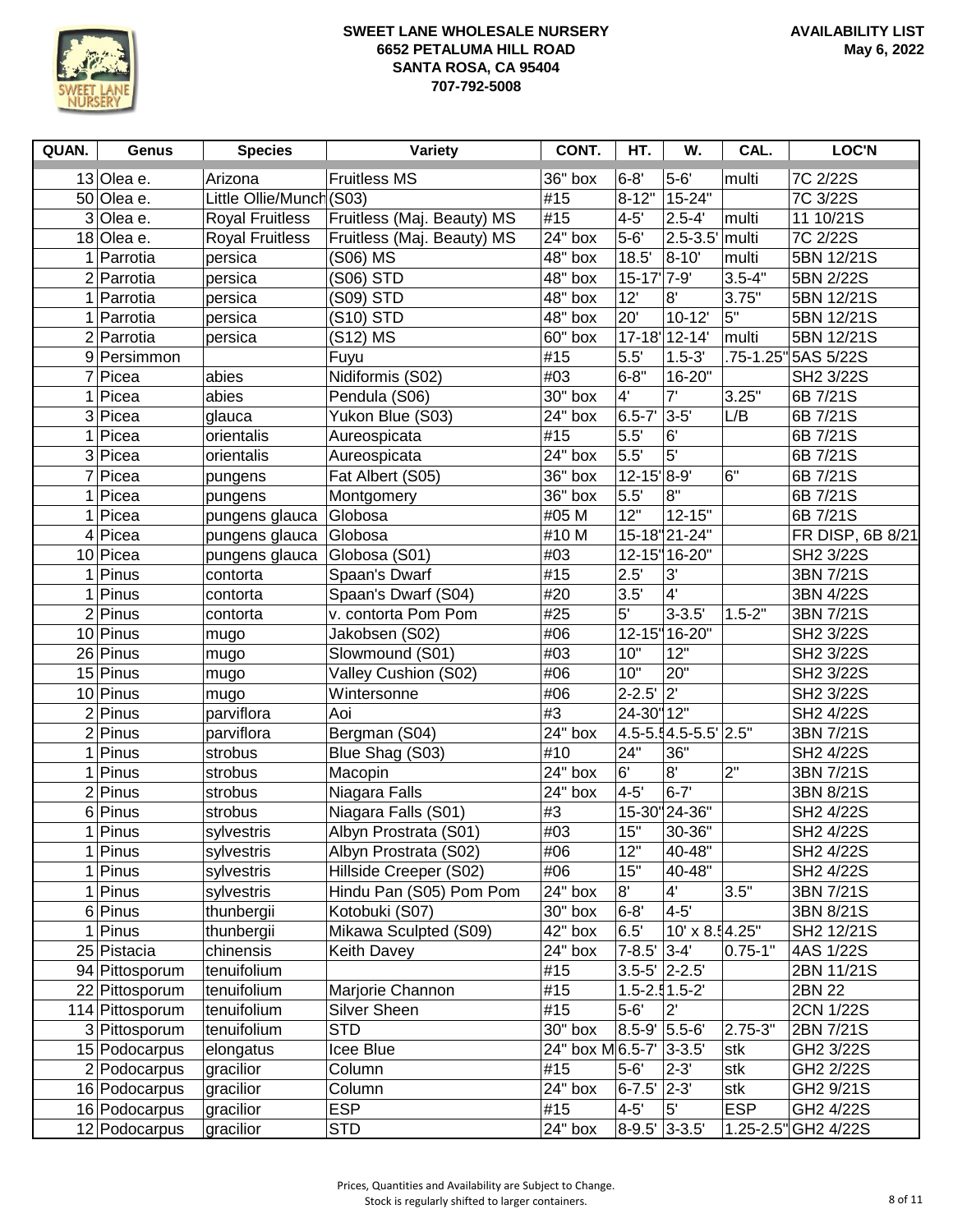# SWEET LANE WHOLESALE NURSERY

**6652 PETALUMA HILL ROAD**
**SANTA ROSA, CA 95404**
**707-792-5008**

**AVAILABILITY LIST**
**May 6, 2022**

| QUAN. | Genus | Species | Variety | CONT. | HT. | W. | CAL. | LOC'N |
|---|---|---|---|---|---|---|---|---|
| 13 | Olea e. | Arizona | Fruitless MS | 36" box | 6-8' | 5-6' | multi | 7C 2/22S |
| 50 | Olea e. | Little Ollie/Munch | (S03) | #15 | 8-12" | 15-24" | | 7C 3/22S |
| 3 | Olea e. | Royal Fruitless | Fruitless (Maj. Beauty) MS | #15 | 4-5' | 2.5-4' | multi | 11 10/21S |
| 18 | Olea e. | Royal Fruitless | Fruitless (Maj. Beauty) MS | 24" box | 5-6' | 2.5-3.5' | multi | 7C 2/22S |
| 1 | Parrotia | persica | (S06) MS | 48" box | 18.5' | 8-10' | multi | 5BN 12/21S |
| 2 | Parrotia | persica | (S06) STD | 48" box | 15-17' | 7-9' | 3.5-4" | 5BN 2/22S |
| 1 | Parrotia | persica | (S09) STD | 48" box | 12' | 8' | 3.75" | 5BN 12/21S |
| 1 | Parrotia | persica | (S10) STD | 48" box | 20' | 10-12' | 5" | 5BN 12/21S |
| 2 | Parrotia | persica | (S12) MS | 60" box | 17-18' | 12-14' | multi | 5BN 12/21S |
| 9 | Persimmon | | Fuyu | #15 | 5.5' | 1.5-3' | .75-1.25" | 5AS 5/22S |
| 7 | Picea | abies | Nidiformis (S02) | #03 | 6-8" | 16-20" | | SH2 3/22S |
| 1 | Picea | abies | Pendula (S06) | 30" box | 4' | 7' | 3.25" | 6B 7/21S |
| 3 | Picea | glauca | Yukon Blue (S03) | 24" box | 6.5-7' | 3-5' | L/B | 6B 7/21S |
| 1 | Picea | orientalis | Aureospicata | #15 | 5.5' | 6' | | 6B 7/21S |
| 3 | Picea | orientalis | Aureospicata | 24" box | 5.5' | 5' | | 6B 7/21S |
| 7 | Picea | pungens | Fat Albert (S05) | 36" box | 12-15' | 8-9' | 6" | 6B 7/21S |
| 1 | Picea | pungens | Montgomery | 36" box | 5.5' | 8" | | 6B 7/21S |
| 1 | Picea | pungens glauca | Globosa | #05 M | 12" | 12-15" | | 6B 7/21S |
| 4 | Picea | pungens glauca | Globosa | #10 M | 15-18" | 21-24" | | FR DISP, 6B 8/21 |
| 10 | Picea | pungens glauca | Globosa (S01) | #03 | 12-15" | 16-20" | | SH2 3/22S |
| 1 | Pinus | contorta | Spaan's Dwarf | #15 | 2.5' | 3' | | 3BN 7/21S |
| 1 | Pinus | contorta | Spaan's Dwarf (S04) | #20 | 3.5' | 4' | | 3BN 4/22S |
| 2 | Pinus | contorta | v. contorta Pom Pom | #25 | 5' | 3-3.5' | 1.5-2" | 3BN 7/21S |
| 10 | Pinus | mugo | Jakobsen (S02) | #06 | 12-15" | 16-20" | | SH2 3/22S |
| 26 | Pinus | mugo | Slowmound (S01) | #03 | 10" | 12" | | SH2 3/22S |
| 15 | Pinus | mugo | Valley Cushion (S02) | #06 | 10" | 20" | | SH2 3/22S |
| 10 | Pinus | mugo | Wintersonne | #06 | 2-2.5' | 2' | | SH2 3/22S |
| 2 | Pinus | parviflora | Aoi | #3 | 24-30" | 12" | | SH2 4/22S |
| 2 | Pinus | parviflora | Bergman (S04) | 24" box | 4.5-5.5' | 4.5-5.5' | 2.5" | 3BN 7/21S |
| 1 | Pinus | strobus | Blue Shag (S03) | #10 | 24" | 36" | | SH2 4/22S |
| 1 | Pinus | strobus | Macopin | 24" box | 6' | 8' | 2" | 3BN 7/21S |
| 2 | Pinus | strobus | Niagara Falls | 24" box | 4-5' | 6-7' | | 3BN 8/21S |
| 6 | Pinus | strobus | Niagara Falls (S01) | #3 | 15-30" | 24-36" | | SH2 4/22S |
| 1 | Pinus | sylvestris | Albyn Prostrata (S01) | #03 | 15" | 30-36" | | SH2 4/22S |
| 1 | Pinus | sylvestris | Albyn Prostrata (S02) | #06 | 12" | 40-48" | | SH2 4/22S |
| 1 | Pinus | sylvestris | Hillside Creeper (S02) | #06 | 15" | 40-48" | | SH2 4/22S |
| 1 | Pinus | sylvestris | Hindu Pan (S05) Pom Pom | 24" box | 8' | 4' | 3.5" | 3BN 7/21S |
| 6 | Pinus | thunbergii | Kotobuki (S07) | 30" box | 6-8' | 4-5' | | 3BN 8/21S |
| 1 | Pinus | thunbergii | Mikawa Sculpted (S09) | 42" box | 6.5' | 10' x 8.5' | 4.25" | SH2 12/21S |
| 25 | Pistacia | chinensis | Keith Davey | 24" box | 7-8.5' | 3-4' | 0.75-1" | 4AS 1/22S |
| 94 | Pittosporum | tenuifolium | | #15 | 3.5-5' | 2-2.5' | | 2BN 11/21S |
| 22 | Pittosporum | tenuifolium | Marjorie Channon | #15 | 1.5-2.5' | 1.5-2' | | 2BN 22 |
| 114 | Pittosporum | tenuifolium | Silver Sheen | #15 | 5-6' | 2' | | 2CN 1/22S |
| 3 | Pittosporum | tenuifolium | STD | 30" box | 8.5-9' | 5.5-6' | 2.75-3" | 2BN 7/21S |
| 15 | Podocarpus | elongatus | Icee Blue | 24" box M | 6.5-7' | 3-3.5' | stk | GH2 3/22S |
| 2 | Podocarpus | gracilior | Column | #15 | 5-6' | 2-3' | stk | GH2 2/22S |
| 16 | Podocarpus | gracilior | Column | 24" box | 6-7.5' | 2-3' | stk | GH2 9/21S |
| 16 | Podocarpus | gracilior | ESP | #15 | 4-5' | 5' | ESP | GH2 4/22S |
| 12 | Podocarpus | gracilior | STD | 24" box | 8-9.5' | 3-3.5' | 1.25-2.5" | GH2 4/22S |

Prices, Quantities and Availability are Subject to Change.
Stock is regularly shifted to larger containers.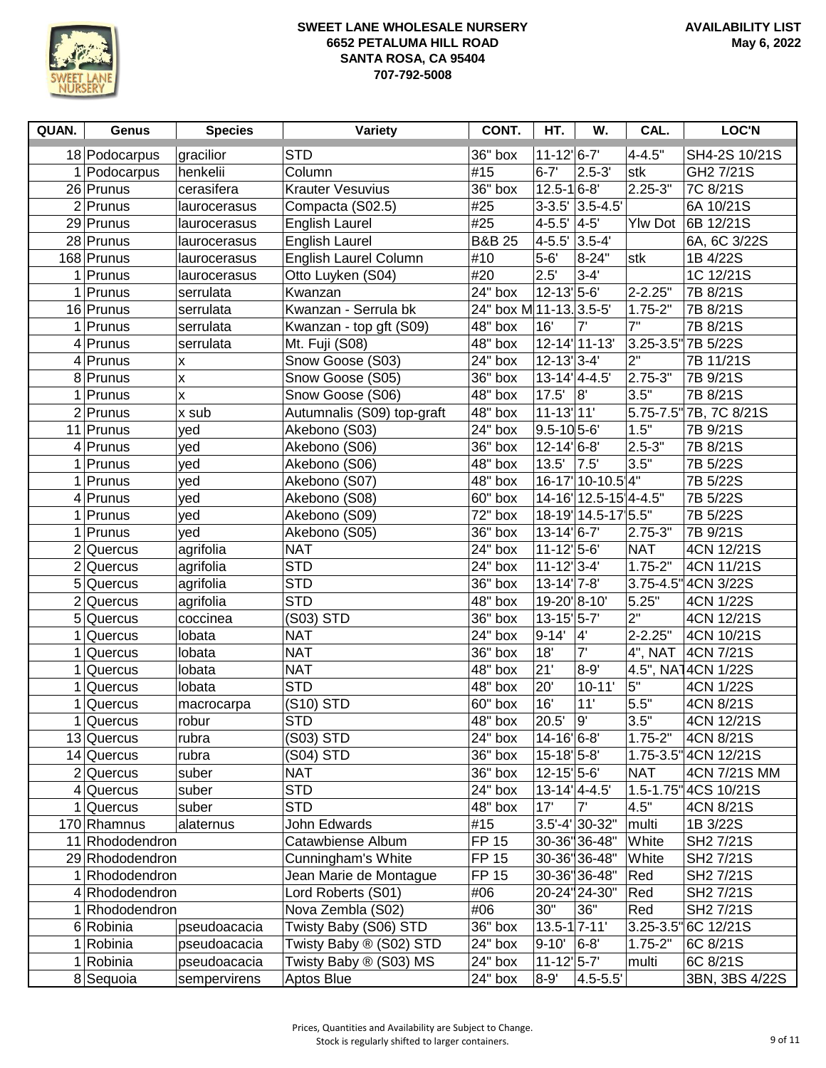**SWEET LANE WHOLESALE NURSERY**
**6652 PETALUMA HILL ROAD**
**SANTA ROSA, CA 95404**
**707-792-5008**

**AVAILABILITY LIST**
**May 6, 2022**

| QUAN. | Genus | Species | Variety | CONT. | HT. | W. | CAL. | LOC'N |
|---|---|---|---|---|---|---|---|---|
| 18 | Podocarpus | gracilior | STD | 36" box | 11-12' | 6-7' | 4-4.5" | SH4-2S 10/21S |
| 1 | Podocarpus | henkelii | Column | #15 | 6-7' | 2.5-3' | stk | GH2 7/21S |
| 26 | Prunus | cerasifera | Krauter Vesuvius | 36" box | 12.5-1 | 6-8' | 2.25-3" | 7C 8/21S |
| 2 | Prunus | laurocerasus | Compacta (S02.5) | #25 | 3-3.5' | 3.5-4.5' | | 6A 10/21S |
| 29 | Prunus | laurocerasus | English Laurel | #25 | 4-5.5' | 4-5' | Ylw Dot | 6B 12/21S |
| 28 | Prunus | laurocerasus | English Laurel | B&B 25 | 4-5.5' | 3.5-4' | | 6A, 6C 3/22S |
| 168 | Prunus | laurocerasus | English Laurel Column | #10 | 5-6' | 8-24" | stk | 1B 4/22S |
| 1 | Prunus | laurocerasus | Otto Luyken (S04) | #20 | 2.5' | 3-4' | | 1C 12/21S |
| 1 | Prunus | serrulata | Kwanzan | 24" box | 12-13' | 5-6' | 2-2.25" | 7B 8/21S |
| 16 | Prunus | serrulata | Kwanzan - Serrula bk | 24" box M | 11-13. | 3.5-5' | 1.75-2" | 7B 8/21S |
| 1 | Prunus | serrulata | Kwanzan - top gft (S09) | 48" box | 16' | 7' | 7" | 7B 8/21S |
| 4 | Prunus | serrulata | Mt. Fuji (S08) | 48" box | 12-14' | 11-13' | 3.25-3.5" | 7B 5/22S |
| 4 | Prunus | x | Snow Goose (S03) | 24" box | 12-13' | 3-4' | 2" | 7B 11/21S |
| 8 | Prunus | x | Snow Goose (S05) | 36" box | 13-14' | 4-4.5' | 2.75-3" | 7B 9/21S |
| 1 | Prunus | x | Snow Goose (S06) | 48" box | 17.5' | 8' | 3.5" | 7B 8/21S |
| 2 | Prunus | x sub | Autumnalis (S09) top-graft | 48" box | 11-13' | 11' | 5.75-7.5" | 7B, 7C 8/21S |
| 11 | Prunus | yed | Akebono (S03) | 24" box | 9.5-10 | 5-6' | 1.5" | 7B 9/21S |
| 4 | Prunus | yed | Akebono (S06) | 36" box | 12-14' | 6-8' | 2.5-3" | 7B 8/21S |
| 1 | Prunus | yed | Akebono (S06) | 48" box | 13.5' | 7.5' | 3.5" | 7B 5/22S |
| 1 | Prunus | yed | Akebono (S07) | 48" box | 16-17' | 10-10.5' | 4" | 7B 5/22S |
| 4 | Prunus | yed | Akebono (S08) | 60" box | 14-16' | 12.5-15' | 4-4.5" | 7B 5/22S |
| 1 | Prunus | yed | Akebono (S09) | 72" box | 18-19' | 14.5-17' | 5.5" | 7B 5/22S |
| 1 | Prunus | yed | Akebono (S05) | 36" box | 13-14' | 6-7' | 2.75-3" | 7B 9/21S |
| 2 | Quercus | agrifolia | NAT | 24" box | 11-12' | 5-6' | NAT | 4CN 12/21S |
| 2 | Quercus | agrifolia | STD | 24" box | 11-12' | 3-4' | 1.75-2" | 4CN 11/21S |
| 5 | Quercus | agrifolia | STD | 36" box | 13-14' | 7-8' | 3.75-4.5" | 4CN 3/22S |
| 2 | Quercus | agrifolia | STD | 48" box | 19-20' | 8-10' | 5.25" | 4CN 1/22S |
| 5 | Quercus | coccinea | (S03) STD | 36" box | 13-15' | 5-7' | 2" | 4CN 12/21S |
| 1 | Quercus | lobata | NAT | 24" box | 9-14' | 4' | 2-2.25" | 4CN 10/21S |
| 1 | Quercus | lobata | NAT | 36" box | 18' | 7' | 4", NAT | 4CN 7/21S |
| 1 | Quercus | lobata | NAT | 48" box | 21' | 8-9' | 4.5", NAT | 4CN 1/22S |
| 1 | Quercus | lobata | STD | 48" box | 20' | 10-11' | 5" | 4CN 1/22S |
| 1 | Quercus | macrocarpa | (S10) STD | 60" box | 16' | 11' | 5.5" | 4CN 8/21S |
| 1 | Quercus | robur | STD | 48" box | 20.5' | 9' | 3.5" | 4CN 12/21S |
| 13 | Quercus | rubra | (S03) STD | 24" box | 14-16' | 6-8' | 1.75-2" | 4CN 8/21S |
| 14 | Quercus | rubra | (S04) STD | 36" box | 15-18' | 5-8' | 1.75-3.5" | 4CN 12/21S |
| 2 | Quercus | suber | NAT | 36" box | 12-15' | 5-6' | NAT | 4CN 7/21S MM |
| 4 | Quercus | suber | STD | 24" box | 13-14' | 4-4.5' | 1.5-1.75" | 4CS 10/21S |
| 1 | Quercus | suber | STD | 48" box | 17' | 7' | 4.5" | 4CN 8/21S |
| 170 | Rhamnus | alaternus | John Edwards | #15 | 3.5'-4' | 30-32" | multi | 1B 3/22S |
| 11 | Rhododendron | | Catawbiense Album | FP 15 | 30-36" | 36-48" | White | SH2 7/21S |
| 29 | Rhododendron | | Cunningham's White | FP 15 | 30-36" | 36-48" | White | SH2 7/21S |
| 1 | Rhododendron | | Jean Marie de Montague | FP 15 | 30-36" | 36-48" | Red | SH2 7/21S |
| 4 | Rhododendron | | Lord Roberts (S01) | #06 | 20-24" | 24-30" | Red | SH2 7/21S |
| 1 | Rhododendron | | Nova Zembla (S02) | #06 | 30" | 36" | Red | SH2 7/21S |
| 6 | Robinia | pseudoacacia | Twisty Baby (S06) STD | 36" box | 13.5-1 | 7-11' | 3.25-3.5" | 6C 12/21S |
| 1 | Robinia | pseudoacacia | Twisty Baby ® (S02) STD | 24" box | 9-10' | 6-8' | 1.75-2" | 6C 8/21S |
| 1 | Robinia | pseudoacacia | Twisty Baby ® (S03) MS | 24" box | 11-12' | 5-7' | multi | 6C 8/21S |
| 8 | Sequoia | sempervirens | Aptos Blue | 24" box | 8-9' | 4.5-5.5' | | 3BN, 3BS 4/22S |

Prices, Quantities and Availability are Subject to Change.
Stock is regularly shifted to larger containers.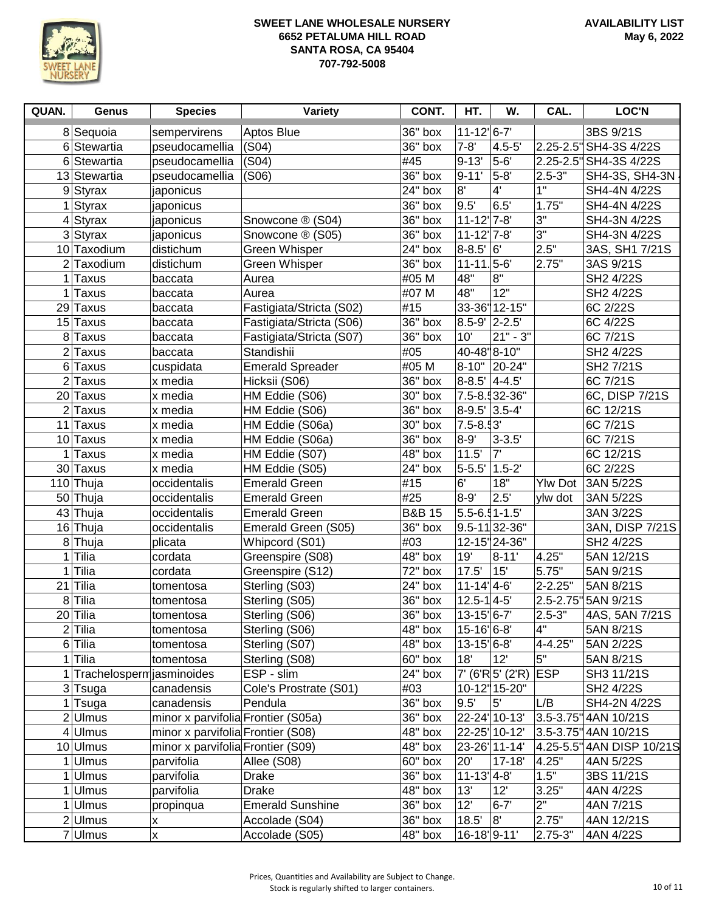**SWEET LANE WHOLESALE NURSERY**
**6652 PETALUMA HILL ROAD**
**SANTA ROSA, CA 95404**
**707-792-5008**

**AVAILABILITY LIST**
**May 6, 2022**

| QUAN. | Genus | Species | Variety | CONT. | HT. | W. | CAL. | LOC'N |
|---|---|---|---|---|---|---|---|---|
| 8 | Sequoia | sempervirens | Aptos Blue | 36" box | 11-12' | 6-7' | | 3BS 9/21S |
| 6 | Stewartia | pseudocamellia | (S04) | 36" box | 7-8' | 4.5-5' | 2.25-2.5" | SH4-3S 4/22S |
| 6 | Stewartia | pseudocamellia | (S04) | #45 | 9-13' | 5-6' | 2.25-2.5" | SH4-3S 4/22S |
| 13 | Stewartia | pseudocamellia | (S06) | 36" box | 9-11' | 5-8' | 2.5-3" | SH4-3S, SH4-3N |
| 9 | Styrax | japonicus | | 24" box | 8' | 4' | 1" | SH4-4N 4/22S |
| 1 | Styrax | japonicus | | 36" box | 9.5' | 6.5' | 1.75" | SH4-4N 4/22S |
| 4 | Styrax | japonicus | Snowcone ® (S04) | 36" box | 11-12' | 7-8' | 3" | SH4-3N 4/22S |
| 3 | Styrax | japonicus | Snowcone ® (S05) | 36" box | 11-12' | 7-8' | 3" | SH4-3N 4/22S |
| 10 | Taxodium | distichum | Green Whisper | 24" box | 8-8.5' | 6' | 2.5" | 3AS, SH1 7/21S |
| 2 | Taxodium | distichum | Green Whisper | 36" box | 11-11. | 5-6' | 2.75" | 3AS 9/21S |
| 1 | Taxus | baccata | Aurea | #05 M | 48" | 8" | | SH2 4/22S |
| 1 | Taxus | baccata | Aurea | #07 M | 48" | 12" | | SH2 4/22S |
| 29 | Taxus | baccata | Fastigiata/Stricta (S02) | #15 | 33-36" | 12-15" | | 6C 2/22S |
| 15 | Taxus | baccata | Fastigiata/Stricta (S06) | 36" box | 8.5-9' | 2-2.5' | | 6C 4/22S |
| 8 | Taxus | baccata | Fastigiata/Stricta (S07) | 36" box | 10' | 21" - 3" | | 6C 7/21S |
| 2 | Taxus | baccata | Standishii | #05 | 40-48" | 8-10" | | SH2 4/22S |
| 6 | Taxus | cuspidata | Emerald Spreader | #05 M | 8-10" | 20-24" | | SH2 7/21S |
| 2 | Taxus | x media | Hicksii (S06) | 36" box | 8-8.5' | 4-4.5' | | 6C 7/21S |
| 20 | Taxus | x media | HM Eddie (S06) | 30" box | 7.5-8.5 | 32-36" | | 6C, DISP 7/21S |
| 2 | Taxus | x media | HM Eddie (S06) | 36" box | 8-9.5' | 3.5-4' | | 6C 12/21S |
| 11 | Taxus | x media | HM Eddie (S06a) | 30" box | 7.5-8.5 | 3' | | 6C 7/21S |
| 10 | Taxus | x media | HM Eddie (S06a) | 36" box | 8-9' | 3-3.5' | | 6C 7/21S |
| 1 | Taxus | x media | HM Eddie (S07) | 48" box | 11.5' | 7' | | 6C 12/21S |
| 30 | Taxus | x media | HM Eddie (S05) | 24" box | 5-5.5' | 1.5-2' | | 6C 2/22S |
| 110 | Thuja | occidentalis | Emerald Green | #15 | 6' | 18" | Ylw Dot | 3AN 5/22S |
| 50 | Thuja | occidentalis | Emerald Green | #25 | 8-9' | 2.5' | ylw dot | 3AN 5/22S |
| 43 | Thuja | occidentalis | Emerald Green | B&B 15 | 5.5-6.5 | 1-1.5' | | 3AN 3/22S |
| 16 | Thuja | occidentalis | Emerald Green (S05) | 36" box | 9.5-11 | 32-36" | | 3AN, DISP 7/21S |
| 8 | Thuja | plicata | Whipcord (S01) | #03 | 12-15" | 24-36" | | SH2 4/22S |
| 1 | Tilia | cordata | Greenspire (S08) | 48" box | 19' | 8-11' | 4.25" | 5AN 12/21S |
| 1 | Tilia | cordata | Greenspire (S12) | 72" box | 17.5' | 15' | 5.75" | 5AN 9/21S |
| 21 | Tilia | tomentosa | Sterling (S03) | 24" box | 11-14' | 4-6' | 2-2.25" | 5AN 8/21S |
| 8 | Tilia | tomentosa | Sterling (S05) | 36" box | 12.5-1 | 4-5' | 2.5-2.75" | 5AN 9/21S |
| 20 | Tilia | tomentosa | Sterling (S06) | 36" box | 13-15' | 6-7' | 2.5-3" | 4AS, 5AN 7/21S |
| 2 | Tilia | tomentosa | Sterling (S06) | 48" box | 15-16' | 6-8' | 4" | 5AN 8/21S |
| 6 | Tilia | tomentosa | Sterling (S07) | 48" box | 13-15' | 6-8' | 4-4.25" | 5AN 2/22S |
| 1 | Tilia | tomentosa | Sterling (S08) | 60" box | 18' | 12' | 5" | 5AN 8/21S |
| 1 | Trachelosperm | jasminoides | ESP - slim | 24" box | 7' (6'R | 5' (2'R) | ESP | SH3 11/21S |
| 3 | Tsuga | canadensis | Cole's Prostrate (S01) | #03 | 10-12" | 15-20" | | SH2 4/22S |
| 1 | Tsuga | canadensis | Pendula | 36" box | 9.5' | 5' | L/B | SH4-2N 4/22S |
| 2 | Ulmus | minor x parvifolia | Frontier (S05a) | 36" box | 22-24' | 10-13' | 3.5-3.75" | 4AN 10/21S |
| 4 | Ulmus | minor x parvifolia | Frontier (S08) | 48" box | 22-25' | 10-12' | 3.5-3.75" | 4AN 10/21S |
| 10 | Ulmus | minor x parvifolia | Frontier (S09) | 48" box | 23-26' | 11-14' | 4.25-5.5" | 4AN DISP 10/21S |
| 1 | Ulmus | parvifolia | Allee (S08) | 60" box | 20' | 17-18' | 4.25" | 4AN 5/22S |
| 1 | Ulmus | parvifolia | Drake | 36" box | 11-13' | 4-8' | 1.5" | 3BS 11/21S |
| 1 | Ulmus | parvifolia | Drake | 48" box | 13' | 12' | 3.25" | 4AN 4/22S |
| 1 | Ulmus | propinqua | Emerald Sunshine | 36" box | 12' | 6-7' | 2" | 4AN 7/21S |
| 2 | Ulmus | x | Accolade (S04) | 36" box | 18.5' | 8' | 2.75" | 4AN 12/21S |
| 7 | Ulmus | x | Accolade (S05) | 48" box | 16-18' | 9-11' | 2.75-3" | 4AN 4/22S |

Prices, Quantities and Availability are Subject to Change.
Stock is regularly shifted to larger containers.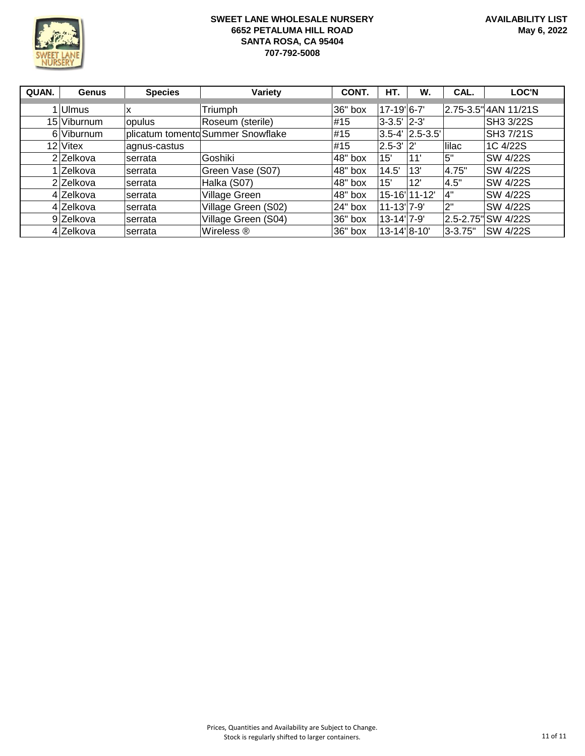**SWEET LANE WHOLESALE NURSERY**
**6652 PETALUMA HILL ROAD**
**SANTA ROSA, CA 95404**
**707-792-5008**

**AVAILABILITY LIST**
**May 6, 2022**

| QUAN. | Genus | Species | Variety | CONT. | HT. | W. | CAL. | LOC'N |
|---|---|---|---|---|---|---|---|---|
| 1 | Ulmus | x | Triumph | 36" box | 17-19' | 6-7' | 2.75-3.5" | 4AN 11/21S |
| 15 | Viburnum | opulus | Roseum (sterile) | #15 | 3-3.5' | 2-3' | | SH3 3/22S |
| 6 | Viburnum | plicatum tomento | Summer Snowflake | #15 | 3.5-4' | 2.5-3.5' | | SH3 7/21S |
| 12 | Vitex | agnus-castus | | #15 | 2.5-3' | 2' | lilac | 1C 4/22S |
| 2 | Zelkova | serrata | Goshiki | 48" box | 15' | 11' | 5" | SW 4/22S |
| 1 | Zelkova | serrata | Green Vase (S07) | 48" box | 14.5' | 13' | 4.75" | SW 4/22S |
| 2 | Zelkova | serrata | Halka (S07) | 48" box | 15' | 12' | 4.5" | SW 4/22S |
| 4 | Zelkova | serrata | Village Green | 48" box | 15-16' | 11-12' | 4" | SW 4/22S |
| 4 | Zelkova | serrata | Village Green (S02) | 24" box | 11-13' | 7-9' | 2" | SW 4/22S |
| 9 | Zelkova | serrata | Village Green (S04) | 36" box | 13-14' | 7-9' | 2.5-2.75" | SW 4/22S |
| 4 | Zelkova | serrata | Wireless ® | 36" box | 13-14' | 8-10' | 3-3.75" | SW 4/22S |

Prices, Quantities and Availability are Subject to Change.
Stock is regularly shifted to larger containers.